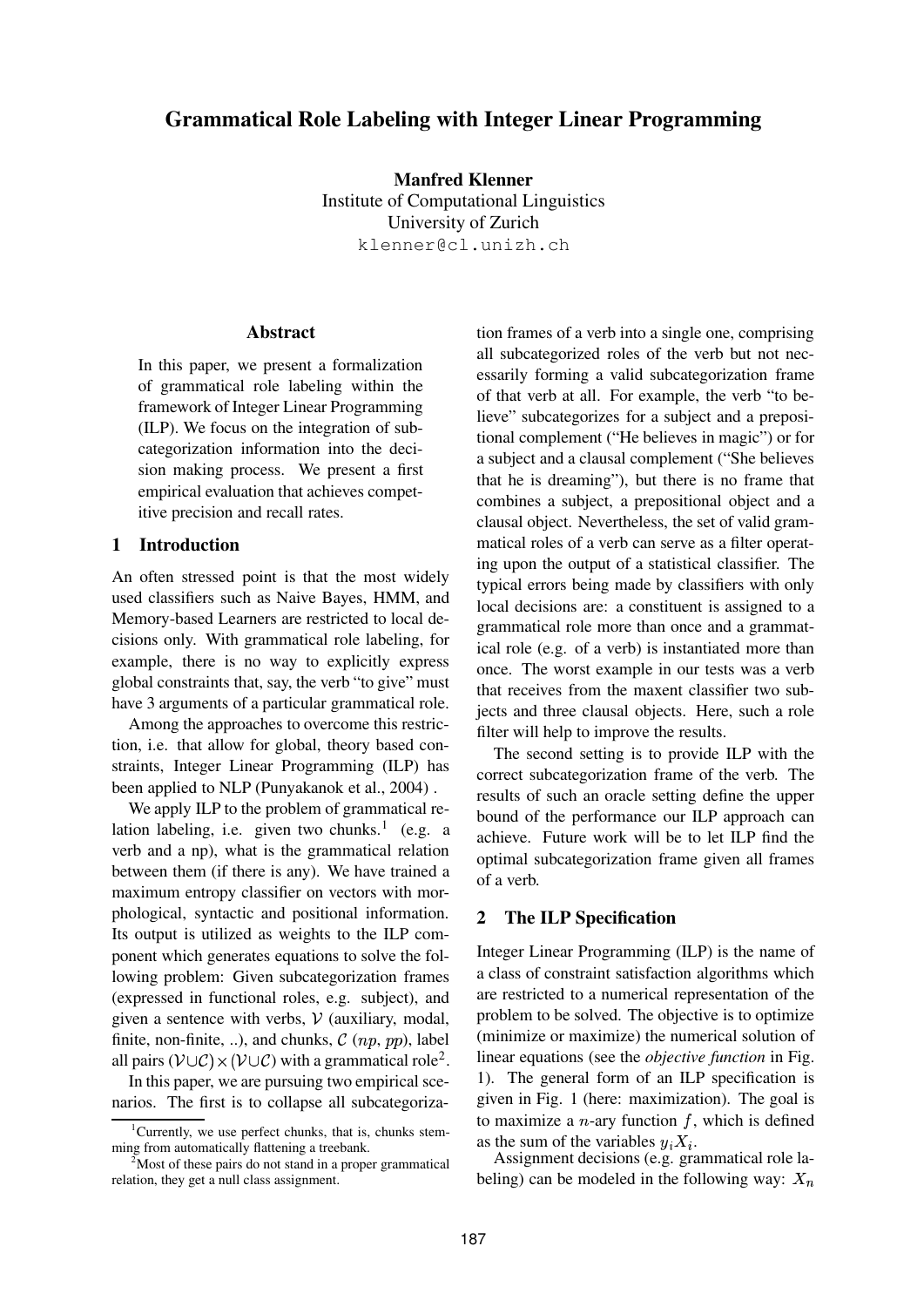# Grammatical Role Labeling with Integer Linear Programming

**Manfred Klenner**
Institute of Computational Linguistics
University of Zurich
klenner@cl.unizh.ch

## Abstract

In this paper, we present a formalization of grammatical role labeling within the framework of Integer Linear Programming (ILP). We focus on the integration of subcategorization information into the decision making process. We present a first empirical evaluation that achieves competitive precision and recall rates.

## 1 Introduction

An often stressed point is that the most widely used classifiers such as Naive Bayes, HMM, and Memory-based Learners are restricted to local decisions only. With grammatical role labeling, for example, there is no way to explicitly express global constraints that, say, the verb "to give" must have 3 arguments of a particular grammatical role.

Among the approaches to overcome this restriction, i.e. that allow for global, theory based constraints, Integer Linear Programming (ILP) has been applied to NLP (Punyakanok et al., 2004) .

We apply ILP to the problem of grammatical relation labeling, i.e. given two chunks.[1] (e.g. a verb and a np), what is the grammatical relation between them (if there is any). We have trained a maximum entropy classifier on vectors with morphological, syntactic and positional information. Its output is utilized as weights to the ILP component which generates equations to solve the following problem: Given subcategorization frames (expressed in functional roles, e.g. subject), and given a sentence with verbs, $\mathcal{V}$ (auxiliary, modal, finite, non-finite, ..), and chunks, $\mathcal{C}$ ($np$, $pp$), label all pairs $(\mathcal{V} \cup \mathcal{C}) \times (\mathcal{V} \cup \mathcal{C})$ with a grammatical role[2].

In this paper, we are pursuing two empirical scenarios. The first is to collapse all subcategorization frames of a verb into a single one, comprising all subcategorized roles of the verb but not necessarily forming a valid subcategorization frame of that verb at all. For example, the verb "to believe" subcategorizes for a subject and a prepositional complement ("He believes in magic") or for a subject and a clausal complement ("She believes that he is dreaming"), but there is no frame that combines a subject, a prepositional object and a clausal object. Nevertheless, the set of valid grammatical roles of a verb can serve as a filter operating upon the output of a statistical classifier. The typical errors being made by classifiers with only local decisions are: a constituent is assigned to a grammatical role more than once and a grammatical role (e.g. of a verb) is instantiated more than once. The worst example in our tests was a verb that receives from the maxent classifier two subjects and three clausal objects. Here, such a role filter will help to improve the results.

The second setting is to provide ILP with the correct subcategorization frame of the verb. The results of such an oracle setting define the upper bound of the performance our ILP approach can achieve. Future work will be to let ILP find the optimal subcategorization frame given all frames of a verb.

## 2 The ILP Specification

Integer Linear Programming (ILP) is the name of a class of constraint satisfaction algorithms which are restricted to a numerical representation of the problem to be solved. The objective is to optimize (minimize or maximize) the numerical solution of linear equations (see the *objective function* in Fig. 1). The general form of an ILP specification is given in Fig. 1 (here: maximization). The goal is to maximize a $n$-ary function $f$, which is defined as the sum of the variables $y_i X_i$.

Assignment decisions (e.g. grammatical role labeling) can be modeled in the following way: $X_n$

[1] Currently, we use perfect chunks, that is, chunks stemming from automatically flattening a treebank.

[2] Most of these pairs do not stand in a proper grammatical relation, they get a null class assignment.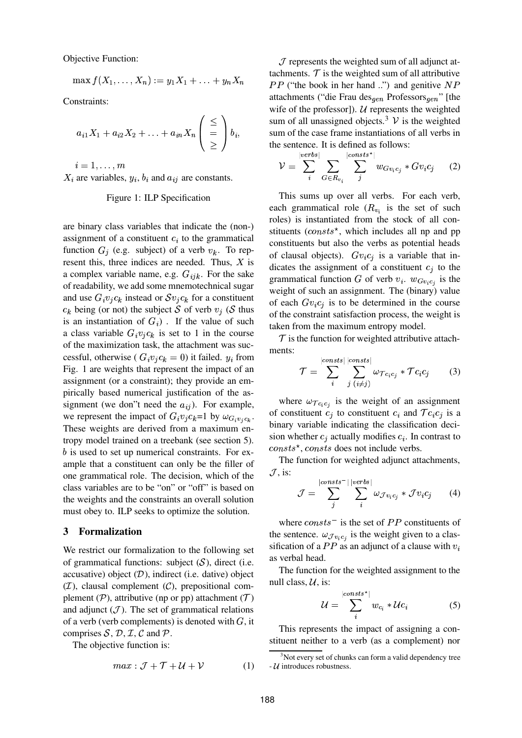Objective Function:

$$\max f(X_1, \ldots, X_n) := y_1 X_1 + \ldots + y_n X_n$$

Constraints:

$$a_{i1}X_1 + a_{i2}X_2 + \ldots + a_{in}X_n \begin{pmatrix} \leq \\ = \\ \geq \end{pmatrix} b_i,$$

$i = 1, \ldots, m$

$X_i$ are variables, $y_i$, $b_i$ and $a_{ij}$ are constants.

Figure 1: ILP Specification

are binary class variables that indicate the (non-) assignment of a constituent $c_i$ to the grammatical function $G_j$ (e.g. subject) of a verb $v_k$. To represent this, three indices are needed. Thus, $X$ is a complex variable name, e.g. $G_{ijk}$. For the sake of readability, we add some mnemotechnical sugar and use $G_i v_j c_k$ instead or $\mathcal{S} v_j c_k$ for a constituent $c_k$ being (or not) the subject $\mathcal{S}$ of verb $v_j$ ($\mathcal{S}$ thus is an instantiation of $G_i$) . If the value of such a class variable $G_i v_j c_k$ is set to 1 in the course of the maximization task, the attachment was successful, otherwise ( $G_i v_j c_k = 0$) it failed. $y_i$ from Fig. 1 are weights that represent the impact of an assignment (or a constraint); they provide an empirically based numerical justification of the assignment (we don"t need the $a_{ij}$). For example, we represent the impact of $G_i v_j c_k$=1 by $\omega_{G_i v_j c_k}$. These weights are derived from a maximum entropy model trained on a treebank (see section 5). $b$ is used to set up numerical constraints. For example that a constituent can only be the filler of one grammatical role. The decision, which of the class variables are to be "on" or "off" is based on the weights and the constraints an overall solution must obey to. ILP seeks to optimize the solution.

## 3 Formalization

We restrict our formalization to the following set of grammatical functions: subject ($\mathcal{S}$), direct (i.e. accusative) object ($\mathcal{D}$), indirect (i.e. dative) object ($\mathcal{I}$), clausal complement ($\mathcal{C}$), prepositional complement ($\mathcal{P}$), attributive (np or pp) attachment ($\mathcal{T}$) and adjunct ($\mathcal{J}$). The set of grammatical relations of a verb (verb complements) is denoted with $G$, it comprises $\mathcal{S}$, $\mathcal{D}$, $\mathcal{I}$, $\mathcal{C}$ and $\mathcal{P}$.

The objective function is:

$$max : \mathcal{J} + \mathcal{T} + \mathcal{U} + \mathcal{V} \qquad (1)$$

$\mathcal{J}$ represents the weighted sum of all adjunct attachments. $\mathcal{T}$ is the weighted sum of all attributive $PP$ ("the book in her hand ..") and genitive $NP$ attachments ("die Frau des$_{gen}$ Professors$_{gen}$" [the wife of the professor]). $\mathcal{U}$ represents the weighted sum of all unassigned objects.[3] $\mathcal{V}$ is the weighted sum of the case frame instantiations of all verbs in the sentence. It is defined as follows:

$$\mathcal{V} = \sum_{i}^{|verbs|} \sum_{G \in R_{v_i}} \sum_{j}^{|consts^\star|} w_{G v_i c_j} * G v_i c_j \qquad (2)$$

This sums up over all verbs. For each verb, each grammatical role ($R_{v_i}$ is the set of such roles) is instantiated from the stock of all constituents ($consts^\star$, which includes all np and pp constituents but also the verbs as potential heads of clausal objects). $G v_i c_j$ is a variable that indicates the assignment of a constituent $c_j$ to the grammatical function $G$ of verb $v_i$. $w_{G v_i c_j}$ is the weight of such an assignment. The (binary) value of each $G v_i c_j$ is to be determined in the course of the constraint satisfaction process, the weight is taken from the maximum entropy model.

$\mathcal{T}$ is the function for weighted attributive attachments:

$$\mathcal{T} = \sum_{i}^{|consts|} \sum_{j\ (i \neq j)}^{|consts|} \omega_{\mathcal{T} c_i c_j} * \mathcal{T} c_i c_j \qquad (3)$$

where $\omega_{\mathcal{T} c_i c_j}$ is the weight of an assignment of constituent $c_j$ to constituent $c_i$ and $\mathcal{T} c_i c_j$ is a binary variable indicating the classification decision whether $c_j$ actually modifies $c_i$. In contrast to $consts^\star$, $consts$ does not include verbs.

The function for weighted adjunct attachments, $\mathcal{J}$, is:

$$\mathcal{J} = \sum_{j}^{|consts^-|} \sum_{i}^{|verbs|} \omega_{\mathcal{J} v_i c_j} * \mathcal{J} v_i c_j \qquad (4)$$

where $consts^-$ is the set of $PP$ constituents of the sentence. $\omega_{\mathcal{J} v_i c_j}$ is the weight given to a classification of a $PP$ as an adjunct of a clause with $v_i$ as verbal head.

The function for the weighted assignment to the null class, $\mathcal{U}$, is:

$$\mathcal{U} = \sum_{i}^{|consts^\star|} w_{c_i} * \mathcal{U} c_i \qquad (5)$$

This represents the impact of assigning a constituent neither to a verb (as a complement) nor

[3] Not every set of chunks can form a valid dependency tree - $\mathcal{U}$ introduces robustness.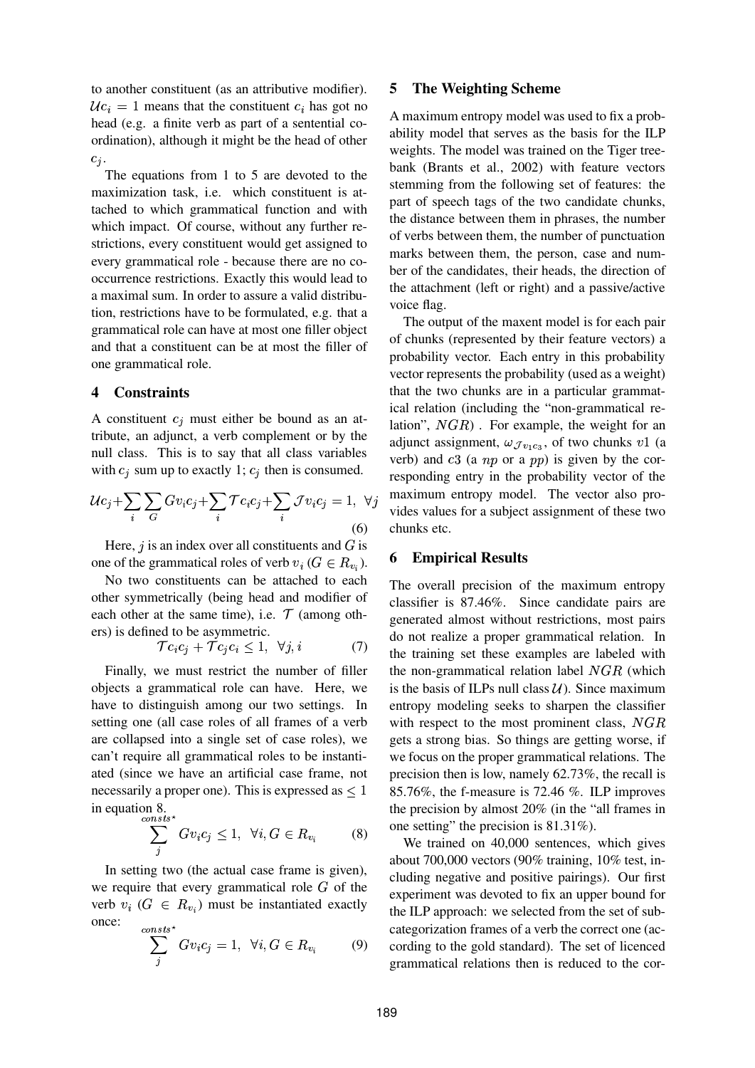to another constituent (as an attributive modifier). $\mathcal{U}c_i = 1$ means that the constituent $c_i$ has got no head (e.g. a finite verb as part of a sentential coordination), although it might be the head of other $c_j$.

The equations from 1 to 5 are devoted to the maximization task, i.e. which constituent is attached to which grammatical function and with which impact. Of course, without any further restrictions, every constituent would get assigned to every grammatical role - because there are no cooccurrence restrictions. Exactly this would lead to a maximal sum. In order to assure a valid distribution, restrictions have to be formulated, e.g. that a grammatical role can have at most one filler object and that a constituent can be at most the filler of one grammatical role.

## 4 Constraints

A constituent $c_j$ must either be bound as an attribute, an adjunct, a verb complement or by the null class. This is to say that all class variables with $c_j$ sum up to exactly 1; $c_j$ then is consumed.

$$\mathcal{U}c_j + \sum_i \sum_G Gv_ic_j + \sum_i \mathcal{T}c_ic_j + \sum_i \mathcal{J}v_ic_j = 1, \ \forall j \quad (6)$$

Here, $j$ is an index over all constituents and $G$ is one of the grammatical roles of verb $v_i$ ($G \in R_{v_i}$).

No two constituents can be attached to each other symmetrically (being head and modifier of each other at the same time), i.e. $\mathcal{T}$ (among others) is defined to be asymmetric.

$$\mathcal{T}c_ic_j + \mathcal{T}c_jc_i \leq 1, \ \forall j, i \quad (7)$$

Finally, we must restrict the number of filler objects a grammatical role can have. Here, we have to distinguish among our two settings. In setting one (all case roles of all frames of a verb are collapsed into a single set of case roles), we can't require all grammatical roles to be instantiated (since we have an artificial case frame, not necessarily a proper one). This is expressed as $\leq 1$ in equation 8.

$$\sum_j^{consts^\star} Gv_ic_j \leq 1, \ \forall i, G \in R_{v_i} \quad (8)$$

In setting two (the actual case frame is given), we require that every grammatical role $G$ of the verb $v_i$ ($G \in R_{v_i}$) must be instantiated exactly once:

$$\sum_j^{consts^\star} Gv_ic_j = 1, \ \forall i, G \in R_{v_i} \quad (9)$$

## 5 The Weighting Scheme

A maximum entropy model was used to fix a probability model that serves as the basis for the ILP weights. The model was trained on the Tiger treebank (Brants et al., 2002) with feature vectors stemming from the following set of features: the part of speech tags of the two candidate chunks, the distance between them in phrases, the number of verbs between them, the number of punctuation marks between them, the person, case and number of the candidates, their heads, the direction of the attachment (left or right) and a passive/active voice flag.

The output of the maxent model is for each pair of chunks (represented by their feature vectors) a probability vector. Each entry in this probability vector represents the probability (used as a weight) that the two chunks are in a particular grammatical relation (including the "non-grammatical relation", $NGR$) . For example, the weight for an adjunct assignment, $\omega_{\mathcal{J}_{v_1c_3}}$, of two chunks $v1$ (a verb) and $c3$ (a $np$ or a $pp$) is given by the corresponding entry in the probability vector of the maximum entropy model. The vector also provides values for a subject assignment of these two chunks etc.

## 6 Empirical Results

The overall precision of the maximum entropy classifier is 87.46%. Since candidate pairs are generated almost without restrictions, most pairs do not realize a proper grammatical relation. In the training set these examples are labeled with the non-grammatical relation label $NGR$ (which is the basis of ILPs null class $\mathcal{U}$). Since maximum entropy modeling seeks to sharpen the classifier with respect to the most prominent class, $NGR$ gets a strong bias. So things are getting worse, if we focus on the proper grammatical relations. The precision then is low, namely 62.73%, the recall is 85.76%, the f-measure is 72.46 %. ILP improves the precision by almost 20% (in the "all frames in one setting" the precision is 81.31%).

We trained on 40,000 sentences, which gives about 700,000 vectors (90% training, 10% test, including negative and positive pairings). Our first experiment was devoted to fix an upper bound for the ILP approach: we selected from the set of subcategorization frames of a verb the correct one (according to the gold standard). The set of licenced grammatical relations then is reduced to the cor-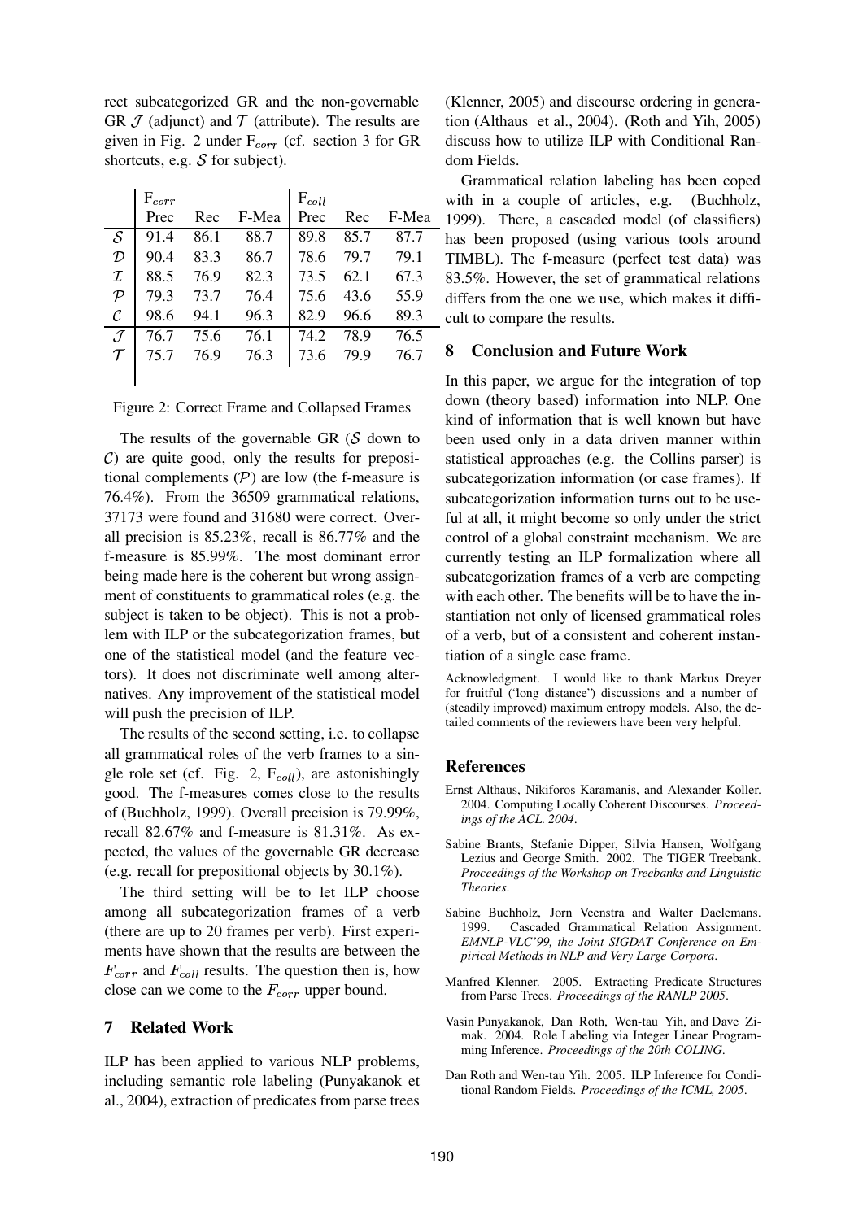rect subcategorized GR and the non-governable GR $\mathcal{J}$ (adjunct) and $\mathcal{T}$ (attribute). The results are given in Fig. 2 under $F_{corr}$ (cf. section 3 for GR shortcuts, e.g. $\mathcal{S}$ for subject).

| | $F_{corr}$ | | | $F_{coll}$ | | |
|---|---|---|---|---|---|---|
| | Prec | Rec | F-Mea | Prec | Rec | F-Mea |
| $\mathcal{S}$ | 91.4 | 86.1 | 88.7 | 89.8 | 85.7 | 87.7 |
| $\mathcal{D}$ | 90.4 | 83.3 | 86.7 | 78.6 | 79.7 | 79.1 |
| $\mathcal{I}$ | 88.5 | 76.9 | 82.3 | 73.5 | 62.1 | 67.3 |
| $\mathcal{P}$ | 79.3 | 73.7 | 76.4 | 75.6 | 43.6 | 55.9 |
| $\mathcal{C}$ | 98.6 | 94.1 | 96.3 | 82.9 | 96.6 | 89.3 |
| $\mathcal{J}$ | 76.7 | 75.6 | 76.1 | 74.2 | 78.9 | 76.5 |
| $\mathcal{T}$ | 75.7 | 76.9 | 76.3 | 73.6 | 79.9 | 76.7 |

Figure 2: Correct Frame and Collapsed Frames

The results of the governable GR ($\mathcal{S}$ down to $\mathcal{C}$) are quite good, only the results for prepositional complements ($\mathcal{P}$) are low (the f-measure is 76.4%). From the 36509 grammatical relations, 37173 were found and 31680 were correct. Overall precision is 85.23%, recall is 86.77% and the f-measure is 85.99%. The most dominant error being made here is the coherent but wrong assignment of constituents to grammatical roles (e.g. the subject is taken to be object). This is not a problem with ILP or the subcategorization frames, but one of the statistical model (and the feature vectors). It does not discriminate well among alternatives. Any improvement of the statistical model will push the precision of ILP.

The results of the second setting, i.e. to collapse all grammatical roles of the verb frames to a single role set (cf. Fig. 2, $F_{coll}$), are astonishingly good. The f-measures comes close to the results of (Buchholz, 1999). Overall precision is 79.99%, recall 82.67% and f-measure is 81.31%. As expected, the values of the governable GR decrease (e.g. recall for prepositional objects by 30.1%).

The third setting will be to let ILP choose among all subcategorization frames of a verb (there are up to 20 frames per verb). First experiments have shown that the results are between the $F_{corr}$ and $F_{coll}$ results. The question then is, how close can we come to the $F_{corr}$ upper bound.

## 7 Related Work

ILP has been applied to various NLP problems, including semantic role labeling (Punyakanok et al., 2004), extraction of predicates from parse trees (Klenner, 2005) and discourse ordering in generation (Althaus et al., 2004). (Roth and Yih, 2005) discuss how to utilize ILP with Conditional Random Fields.

Grammatical relation labeling has been coped with in a couple of articles, e.g. (Buchholz, 1999). There, a cascaded model (of classifiers) has been proposed (using various tools around TIMBL). The f-measure (perfect test data) was 83.5%. However, the set of grammatical relations differs from the one we use, which makes it difficult to compare the results.

## 8 Conclusion and Future Work

In this paper, we argue for the integration of top down (theory based) information into NLP. One kind of information that is well known but have been used only in a data driven manner within statistical approaches (e.g. the Collins parser) is subcategorization information (or case frames). If subcategorization information turns out to be useful at all, it might become so only under the strict control of a global constraint mechanism. We are currently testing an ILP formalization where all subcategorization frames of a verb are competing with each other. The benefits will be to have the instantiation not only of licensed grammatical roles of a verb, but of a consistent and coherent instantiation of a single case frame.

Acknowledgment. I would like to thank Markus Dreyer for fruitful ("long distance") discussions and a number of (steadily improved) maximum entropy models. Also, the detailed comments of the reviewers have been very helpful.

## References

Ernst Althaus, Nikiforos Karamanis, and Alexander Koller. 2004. Computing Locally Coherent Discourses. *Proceedings of the ACL. 2004*.

Sabine Brants, Stefanie Dipper, Silvia Hansen, Wolfgang Lezius and George Smith. 2002. The TIGER Treebank. *Proceedings of the Workshop on Treebanks and Linguistic Theories*.

Sabine Buchholz, Jorn Veenstra and Walter Daelemans. 1999. Cascaded Grammatical Relation Assignment. *EMNLP-VLC'99, the Joint SIGDAT Conference on Empirical Methods in NLP and Very Large Corpora*.

Manfred Klenner. 2005. Extracting Predicate Structures from Parse Trees. *Proceedings of the RANLP 2005*.

Vasin Punyakanok, Dan Roth, Wen-tau Yih, and Dave Zimak. 2004. Role Labeling via Integer Linear Programming Inference. *Proceedings of the 20th COLING*.

Dan Roth and Wen-tau Yih. 2005. ILP Inference for Conditional Random Fields. *Proceedings of the ICML, 2005*.